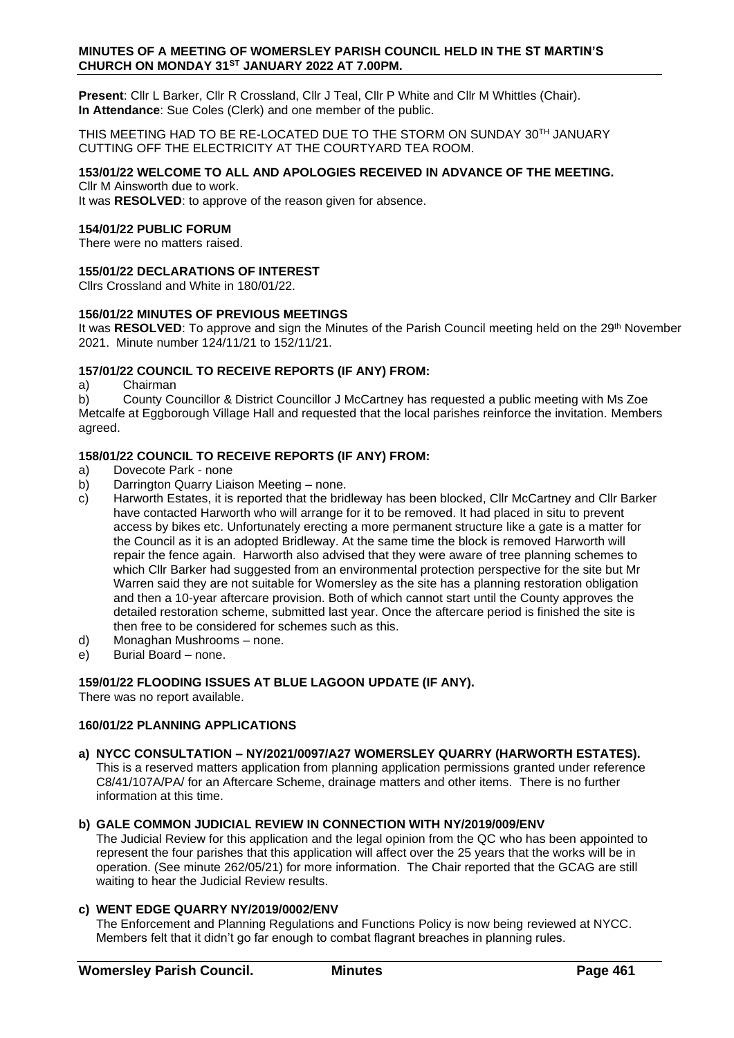**MINUTES OF A MEETING OF WOMERSLEY PARISH COUNCIL HELD IN THE ST MARTIN'S CHURCH ON MONDAY 31ST JANUARY 2022 AT 7.00PM.**

**Present**: Cllr L Barker, Cllr R Crossland, Cllr J Teal, Cllr P White and Cllr M Whittles (Chair).
**In Attendance**: Sue Coles (Clerk) and one member of the public.

THIS MEETING HAD TO BE RE-LOCATED DUE TO THE STORM ON SUNDAY 30TH JANUARY CUTTING OFF THE ELECTRICITY AT THE COURTYARD TEA ROOM.

**153/01/22 WELCOME TO ALL AND APOLOGIES RECEIVED IN ADVANCE OF THE MEETING.**

Cllr M Ainsworth due to work.
It was **RESOLVED**: to approve of the reason given for absence.

**154/01/22 PUBLIC FORUM**

There were no matters raised.

**155/01/22 DECLARATIONS OF INTEREST**

Cllrs Crossland and White in 180/01/22.

**156/01/22 MINUTES OF PREVIOUS MEETINGS**

It was **RESOLVED**: To approve and sign the Minutes of the Parish Council meeting held on the 29th November 2021. Minute number 124/11/21 to 152/11/21.

**157/01/22 COUNCIL TO RECEIVE REPORTS (IF ANY) FROM:**

a) Chairman
b) County Councillor & District Councillor J McCartney has requested a public meeting with Ms Zoe Metcalfe at Eggborough Village Hall and requested that the local parishes reinforce the invitation. Members agreed.

**158/01/22 COUNCIL TO RECEIVE REPORTS (IF ANY) FROM:**

a) Dovecote Park - none
b) Darrington Quarry Liaison Meeting – none.
c) Harworth Estates, it is reported that the bridleway has been blocked, Cllr McCartney and Cllr Barker have contacted Harworth who will arrange for it to be removed. It had placed in situ to prevent access by bikes etc. Unfortunately erecting a more permanent structure like a gate is a matter for the Council as it is an adopted Bridleway. At the same time the block is removed Harworth will repair the fence again. Harworth also advised that they were aware of tree planning schemes to which Cllr Barker had suggested from an environmental protection perspective for the site but Mr Warren said they are not suitable for Womersley as the site has a planning restoration obligation and then a 10-year aftercare provision. Both of which cannot start until the County approves the detailed restoration scheme, submitted last year. Once the aftercare period is finished the site is then free to be considered for schemes such as this.
d) Monaghan Mushrooms – none.
e) Burial Board – none.

**159/01/22 FLOODING ISSUES AT BLUE LAGOON UPDATE (IF ANY).**

There was no report available.

**160/01/22 PLANNING APPLICATIONS**

**a) NYCC CONSULTATION – NY/2021/0097/A27 WOMERSLEY QUARRY (HARWORTH ESTATES).**
This is a reserved matters application from planning application permissions granted under reference C8/41/107A/PA/ for an Aftercare Scheme, drainage matters and other items. There is no further information at this time.

**b) GALE COMMON JUDICIAL REVIEW IN CONNECTION WITH NY/2019/009/ENV**
The Judicial Review for this application and the legal opinion from the QC who has been appointed to represent the four parishes that this application will affect over the 25 years that the works will be in operation. (See minute 262/05/21) for more information. The Chair reported that the GCAG are still waiting to hear the Judicial Review results.

**c) WENT EDGE QUARRY NY/2019/0002/ENV**
The Enforcement and Planning Regulations and Functions Policy is now being reviewed at NYCC. Members felt that it didn't go far enough to combat flagrant breaches in planning rules.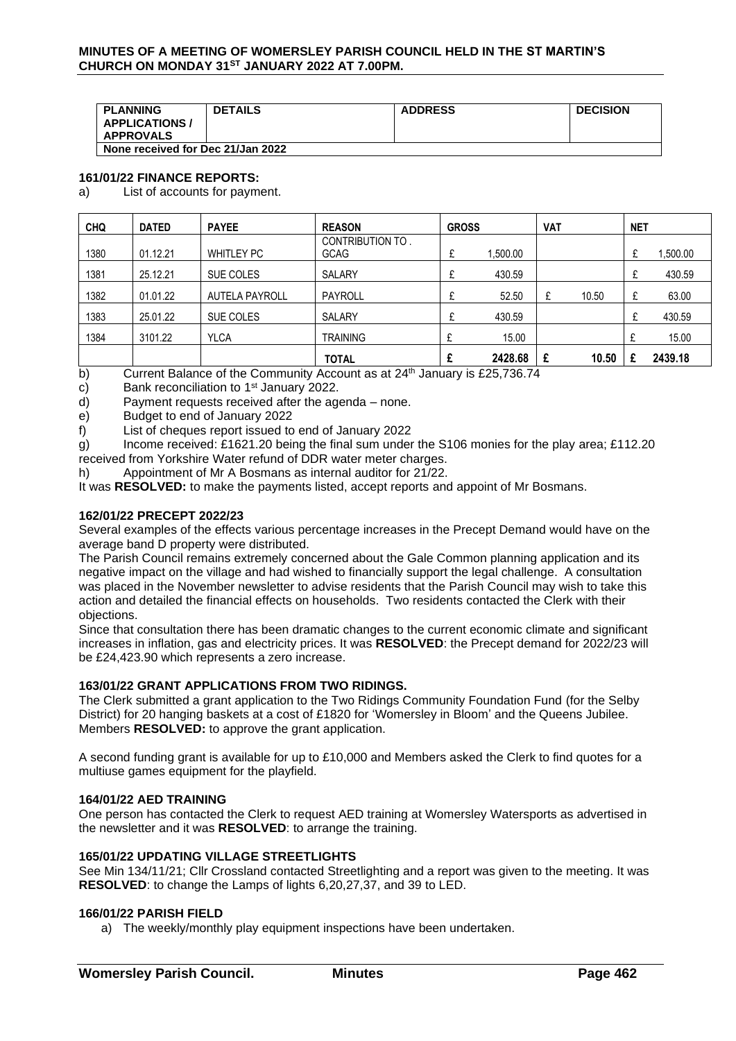| PLANNING APPLICATIONS / APPROVALS | DETAILS | ADDRESS | DECISION |
|---|---|---|---|
| None received for Dec 21/Jan 2022 | | | |

### 161/01/22 FINANCE REPORTS:

a) List of accounts for payment.

| CHQ | DATED | PAYEE | REASON | GROSS | | VAT | | NET | |
|---|---|---|---|---|---|---|---|---|---|
| 1380 | 01.12.21 | WHITLEY PC | CONTRIBUTION TO . GCAG | £ | 1,500.00 | | | £ | 1,500.00 |
| 1381 | 25.12.21 | SUE COLES | SALARY | £ | 430.59 | | | £ | 430.59 |
| 1382 | 01.01.22 | AUTELA PAYROLL | PAYROLL | £ | 52.50 | £ | 10.50 | £ | 63.00 |
| 1383 | 25.01.22 | SUE COLES | SALARY | £ | 430.59 | | | £ | 430.59 |
| 1384 | 3101.22 | YLCA | TRAINING | £ | 15.00 | | | £ | 15.00 |
| | | | **TOTAL** | **£** | **2428.68** | **£** | **10.50** | **£** | **2439.18** |

b) Current Balance of the Community Account as at 24th January is £25,736.74

c) Bank reconciliation to 1st January 2022.

d) Payment requests received after the agenda – none.

e) Budget to end of January 2022

f) List of cheques report issued to end of January 2022

g) Income received: £1621.20 being the final sum under the S106 monies for the play area; £112.20 received from Yorkshire Water refund of DDR water meter charges.

h) Appointment of Mr A Bosmans as internal auditor for 21/22.

It was **RESOLVED:** to make the payments listed, accept reports and appoint of Mr Bosmans.

### 162/01/22 PRECEPT 2022/23

Several examples of the effects various percentage increases in the Precept Demand would have on the average band D property were distributed.

The Parish Council remains extremely concerned about the Gale Common planning application and its negative impact on the village and had wished to financially support the legal challenge. A consultation was placed in the November newsletter to advise residents that the Parish Council may wish to take this action and detailed the financial effects on households. Two residents contacted the Clerk with their objections.

Since that consultation there has been dramatic changes to the current economic climate and significant increases in inflation, gas and electricity prices. It was **RESOLVED**: the Precept demand for 2022/23 will be £24,423.90 which represents a zero increase.

### 163/01/22 GRANT APPLICATIONS FROM TWO RIDINGS.

The Clerk submitted a grant application to the Two Ridings Community Foundation Fund (for the Selby District) for 20 hanging baskets at a cost of £1820 for 'Womersley in Bloom' and the Queens Jubilee. Members **RESOLVED:** to approve the grant application.

A second funding grant is available for up to £10,000 and Members asked the Clerk to find quotes for a multiuse games equipment for the playfield.

### 164/01/22 AED TRAINING

One person has contacted the Clerk to request AED training at Womersley Watersports as advertised in the newsletter and it was **RESOLVED**: to arrange the training.

### 165/01/22 UPDATING VILLAGE STREETLIGHTS

See Min 134/11/21; Cllr Crossland contacted Streetlighting and a report was given to the meeting. It was **RESOLVED**: to change the Lamps of lights 6,20,27,37, and 39 to LED.

### 166/01/22 PARISH FIELD

a) The weekly/monthly play equipment inspections have been undertaken.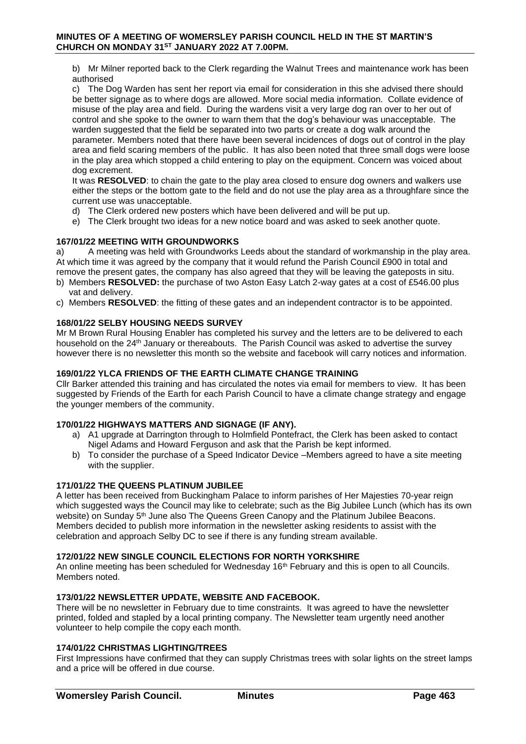b) Mr Milner reported back to the Clerk regarding the Walnut Trees and maintenance work has been authorised

c) The Dog Warden has sent her report via email for consideration in this she advised there should be better signage as to where dogs are allowed. More social media information. Collate evidence of misuse of the play area and field. During the wardens visit a very large dog ran over to her out of control and she spoke to the owner to warn them that the dog's behaviour was unacceptable. The warden suggested that the field be separated into two parts or create a dog walk around the parameter. Members noted that there have been several incidences of dogs out of control in the play area and field scaring members of the public. It has also been noted that three small dogs were loose in the play area which stopped a child entering to play on the equipment. Concern was voiced about dog excrement.

It was **RESOLVED**: to chain the gate to the play area closed to ensure dog owners and walkers use either the steps or the bottom gate to the field and do not use the play area as a throughfare since the current use was unacceptable.

d) The Clerk ordered new posters which have been delivered and will be put up.

e) The Clerk brought two ideas for a new notice board and was asked to seek another quote.

### 167/01/22 MEETING WITH GROUNDWORKS

a) A meeting was held with Groundworks Leeds about the standard of workmanship in the play area. At which time it was agreed by the company that it would refund the Parish Council £900 in total and remove the present gates, the company has also agreed that they will be leaving the gateposts in situ.

b) Members **RESOLVED:** the purchase of two Aston Easy Latch 2-way gates at a cost of £546.00 plus vat and delivery.

c) Members **RESOLVED**: the fitting of these gates and an independent contractor is to be appointed.

### 168/01/22 SELBY HOUSING NEEDS SURVEY

Mr M Brown Rural Housing Enabler has completed his survey and the letters are to be delivered to each household on the 24th January or thereabouts. The Parish Council was asked to advertise the survey however there is no newsletter this month so the website and facebook will carry notices and information.

### 169/01/22 YLCA FRIENDS OF THE EARTH CLIMATE CHANGE TRAINING

Cllr Barker attended this training and has circulated the notes via email for members to view. It has been suggested by Friends of the Earth for each Parish Council to have a climate change strategy and engage the younger members of the community.

### 170/01/22 HIGHWAYS MATTERS AND SIGNAGE (IF ANY).

a) A1 upgrade at Darrington through to Holmfield Pontefract, the Clerk has been asked to contact Nigel Adams and Howard Ferguson and ask that the Parish be kept informed.

b) To consider the purchase of a Speed Indicator Device –Members agreed to have a site meeting with the supplier.

### 171/01/22 THE QUEENS PLATINUM JUBILEE

A letter has been received from Buckingham Palace to inform parishes of Her Majesties 70-year reign which suggested ways the Council may like to celebrate; such as the Big Jubilee Lunch (which has its own website) on Sunday 5th June also The Queens Green Canopy and the Platinum Jubilee Beacons. Members decided to publish more information in the newsletter asking residents to assist with the celebration and approach Selby DC to see if there is any funding stream available.

### 172/01/22 NEW SINGLE COUNCIL ELECTIONS FOR NORTH YORKSHIRE

An online meeting has been scheduled for Wednesday 16th February and this is open to all Councils. Members noted.

### 173/01/22 NEWSLETTER UPDATE, WEBSITE AND FACEBOOK.

There will be no newsletter in February due to time constraints. It was agreed to have the newsletter printed, folded and stapled by a local printing company. The Newsletter team urgently need another volunteer to help compile the copy each month.

### 174/01/22 CHRISTMAS LIGHTING/TREES

First Impressions have confirmed that they can supply Christmas trees with solar lights on the street lamps and a price will be offered in due course.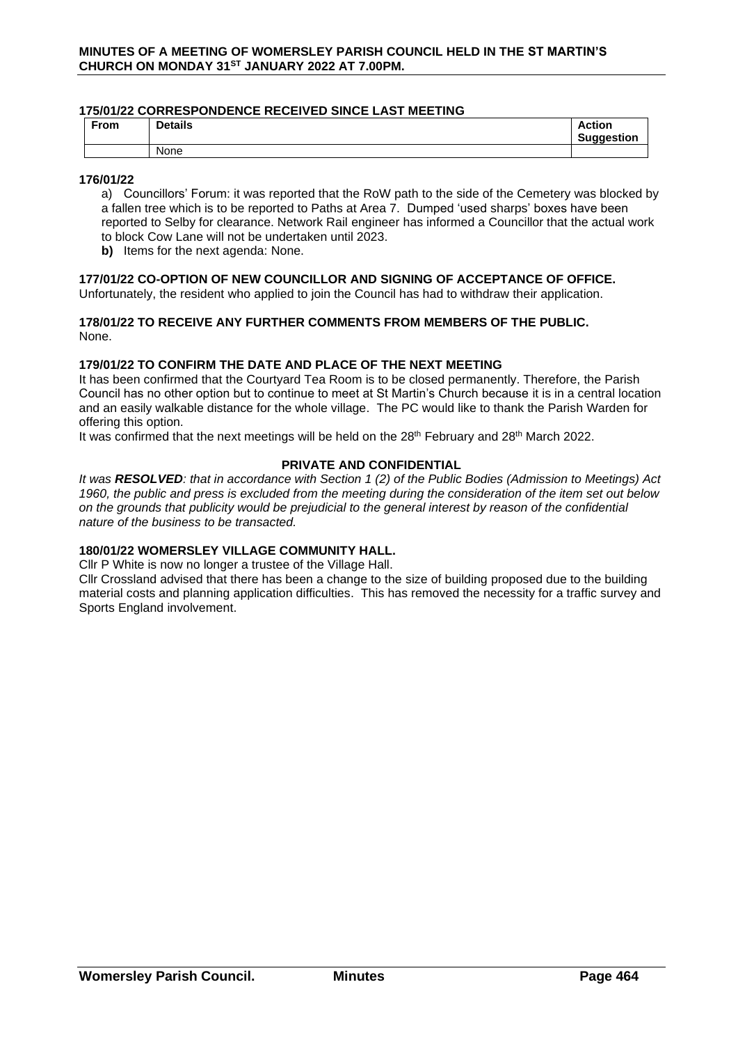### 175/01/22 CORRESPONDENCE RECEIVED SINCE LAST MEETING

| From | Details | Action Suggestion |
| --- | --- | --- |
| | None | |

### 176/01/22

a) Councillors' Forum: it was reported that the RoW path to the side of the Cemetery was blocked by a fallen tree which is to be reported to Paths at Area 7. Dumped 'used sharps' boxes have been reported to Selby for clearance. Network Rail engineer has informed a Councillor that the actual work to block Cow Lane will not be undertaken until 2023.

**b)** Items for the next agenda: None.

### 177/01/22 CO-OPTION OF NEW COUNCILLOR AND SIGNING OF ACCEPTANCE OF OFFICE.

Unfortunately, the resident who applied to join the Council has had to withdraw their application.

### 178/01/22 TO RECEIVE ANY FURTHER COMMENTS FROM MEMBERS OF THE PUBLIC.

None.

### 179/01/22 TO CONFIRM THE DATE AND PLACE OF THE NEXT MEETING

It has been confirmed that the Courtyard Tea Room is to be closed permanently. Therefore, the Parish Council has no other option but to continue to meet at St Martin's Church because it is in a central location and an easily walkable distance for the whole village. The PC would like to thank the Parish Warden for offering this option.

It was confirmed that the next meetings will be held on the 28th February and 28th March 2022.

**PRIVATE AND CONFIDENTIAL**

*It was **RESOLVED**: that in accordance with Section 1 (2) of the Public Bodies (Admission to Meetings) Act 1960, the public and press is excluded from the meeting during the consideration of the item set out below on the grounds that publicity would be prejudicial to the general interest by reason of the confidential nature of the business to be transacted.*

### 180/01/22 WOMERSLEY VILLAGE COMMUNITY HALL.

Cllr P White is now no longer a trustee of the Village Hall.

Cllr Crossland advised that there has been a change to the size of building proposed due to the building material costs and planning application difficulties. This has removed the necessity for a traffic survey and Sports England involvement.